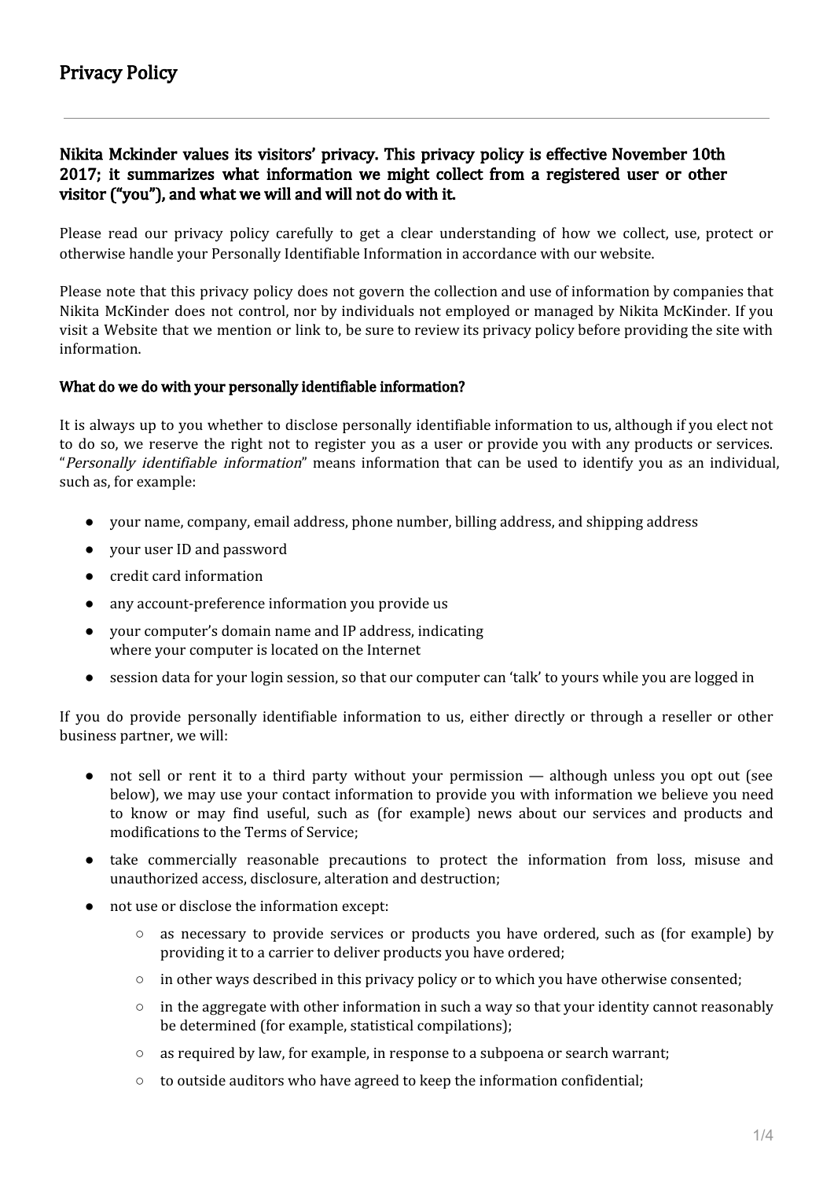# Privacy Policy

**Nikita Mckinder values its visitors' privacy. This privacy policy is effective November 10th 2017; it summarizes what information we might collect from a registered user or other visitor ("you"), and what we will and will not do with it.**

Please read our privacy policy carefully to get a clear understanding of how we collect, use, protect or otherwise handle your Personally Identifiable Information in accordance with our website.

Please note that this privacy policy does not govern the collection and use of information by companies that Nikita McKinder does not control, nor by individuals not employed or managed by Nikita McKinder. If you visit a Website that we mention or link to, be sure to review its privacy policy before providing the site with information.

### What do we do with your personally identifiable information?

It is always up to you whether to disclose personally identifiable information to us, although if you elect not to do so, we reserve the right not to register you as a user or provide you with any products or services. "*Personally identifiable information*" means information that can be used to identify you as an individual, such as, for example:

- your name, company, email address, phone number, billing address, and shipping address
- your user ID and password
- credit card information
- any account-preference information you provide us
- your computer's domain name and IP address, indicating where your computer is located on the Internet
- session data for your login session, so that our computer can 'talk' to yours while you are logged in

If you do provide personally identifiable information to us, either directly or through a reseller or other business partner, we will:

- not sell or rent it to a third party without your permission — although unless you opt out (see below), we may use your contact information to provide you with information we believe you need to know or may find useful, such as (for example) news about our services and products and modifications to the Terms of Service;
- take commercially reasonable precautions to protect the information from loss, misuse and unauthorized access, disclosure, alteration and destruction;
- not use or disclose the information except:
    - as necessary to provide services or products you have ordered, such as (for example) by providing it to a carrier to deliver products you have ordered;
    - in other ways described in this privacy policy or to which you have otherwise consented;
    - in the aggregate with other information in such a way so that your identity cannot reasonably be determined (for example, statistical compilations);
    - as required by law, for example, in response to a subpoena or search warrant;
    - to outside auditors who have agreed to keep the information confidential;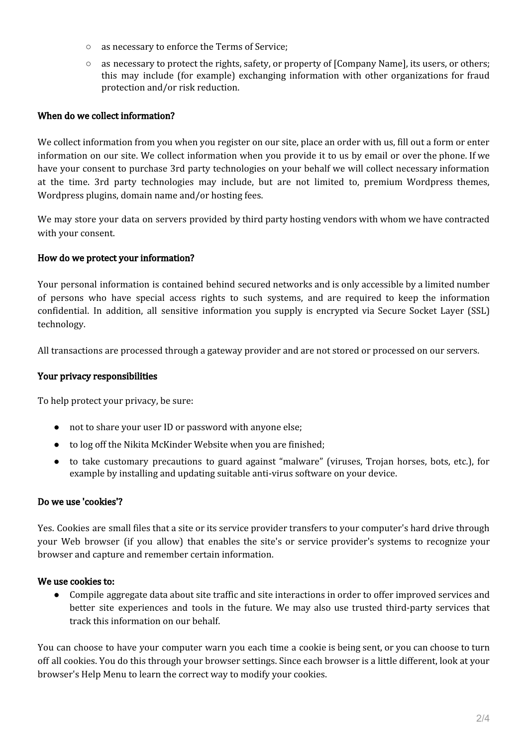- as necessary to enforce the Terms of Service;
- as necessary to protect the rights, safety, or property of [Company Name], its users, or others; this may include (for example) exchanging information with other organizations for fraud protection and/or risk reduction.

### When do we collect information?

We collect information from you when you register on our site, place an order with us, fill out a form or enter information on our site. We collect information when you provide it to us by email or over the phone. If we have your consent to purchase 3rd party technologies on your behalf we will collect necessary information at the time. 3rd party technologies may include, but are not limited to, premium Wordpress themes, Wordpress plugins, domain name and/or hosting fees.

We may store your data on servers provided by third party hosting vendors with whom we have contracted with your consent.

### How do we protect your information?

Your personal information is contained behind secured networks and is only accessible by a limited number of persons who have special access rights to such systems, and are required to keep the information confidential. In addition, all sensitive information you supply is encrypted via Secure Socket Layer (SSL) technology.

All transactions are processed through a gateway provider and are not stored or processed on our servers.

### Your privacy responsibilities

To help protect your privacy, be sure:

- not to share your user ID or password with anyone else;
- to log off the Nikita McKinder Website when you are finished;
- to take customary precautions to guard against “malware” (viruses, Trojan horses, bots, etc.), for example by installing and updating suitable anti-virus software on your device.

### Do we use 'cookies'?

Yes. Cookies are small files that a site or its service provider transfers to your computer's hard drive through your Web browser (if you allow) that enables the site's or service provider's systems to recognize your browser and capture and remember certain information.

### We use cookies to:

- Compile aggregate data about site traffic and site interactions in order to offer improved services and better site experiences and tools in the future. We may also use trusted third-party services that track this information on our behalf.

You can choose to have your computer warn you each time a cookie is being sent, or you can choose to turn off all cookies. You do this through your browser settings. Since each browser is a little different, look at your browser's Help Menu to learn the correct way to modify your cookies.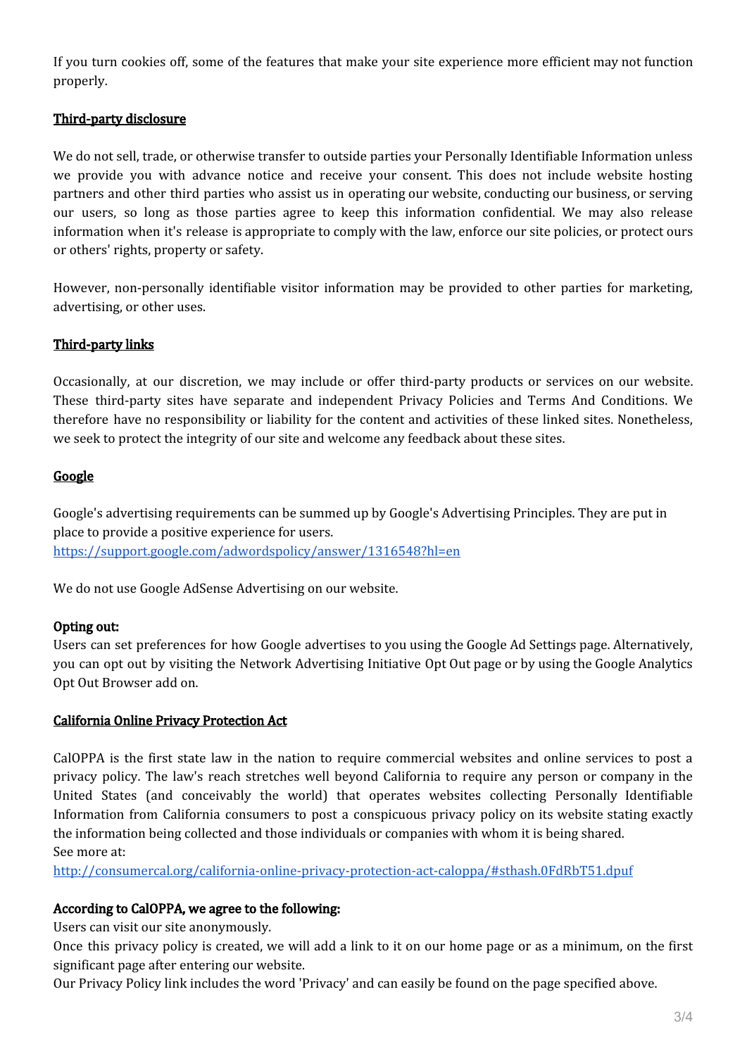If you turn cookies off, some of the features that make your site experience more efficient may not function properly.

## Third-party disclosure

We do not sell, trade, or otherwise transfer to outside parties your Personally Identifiable Information unless we provide you with advance notice and receive your consent. This does not include website hosting partners and other third parties who assist us in operating our website, conducting our business, or serving our users, so long as those parties agree to keep this information confidential. We may also release information when it's release is appropriate to comply with the law, enforce our site policies, or protect ours or others' rights, property or safety.

However, non-personally identifiable visitor information may be provided to other parties for marketing, advertising, or other uses.

## Third-party links

Occasionally, at our discretion, we may include or offer third-party products or services on our website. These third-party sites have separate and independent Privacy Policies and Terms And Conditions. We therefore have no responsibility or liability for the content and activities of these linked sites. Nonetheless, we seek to protect the integrity of our site and welcome any feedback about these sites.

## Google

Google's advertising requirements can be summed up by Google's Advertising Principles. They are put in place to provide a positive experience for users.
https://support.google.com/adwordspolicy/answer/1316548?hl=en

We do not use Google AdSense Advertising on our website.

**Opting out:**
Users can set preferences for how Google advertises to you using the Google Ad Settings page. Alternatively, you can opt out by visiting the Network Advertising Initiative Opt Out page or by using the Google Analytics Opt Out Browser add on.

## California Online Privacy Protection Act

CalOPPA is the first state law in the nation to require commercial websites and online services to post a privacy policy. The law's reach stretches well beyond California to require any person or company in the United States (and conceivably the world) that operates websites collecting Personally Identifiable Information from California consumers to post a conspicuous privacy policy on its website stating exactly the information being collected and those individuals or companies with whom it is being shared.
See more at:
http://consumercal.org/california-online-privacy-protection-act-caloppa/#sthash.0FdRbT51.dpuf

**According to CalOPPA, we agree to the following:**
Users can visit our site anonymously.
Once this privacy policy is created, we will add a link to it on our home page or as a minimum, on the first significant page after entering our website.
Our Privacy Policy link includes the word 'Privacy' and can easily be found on the page specified above.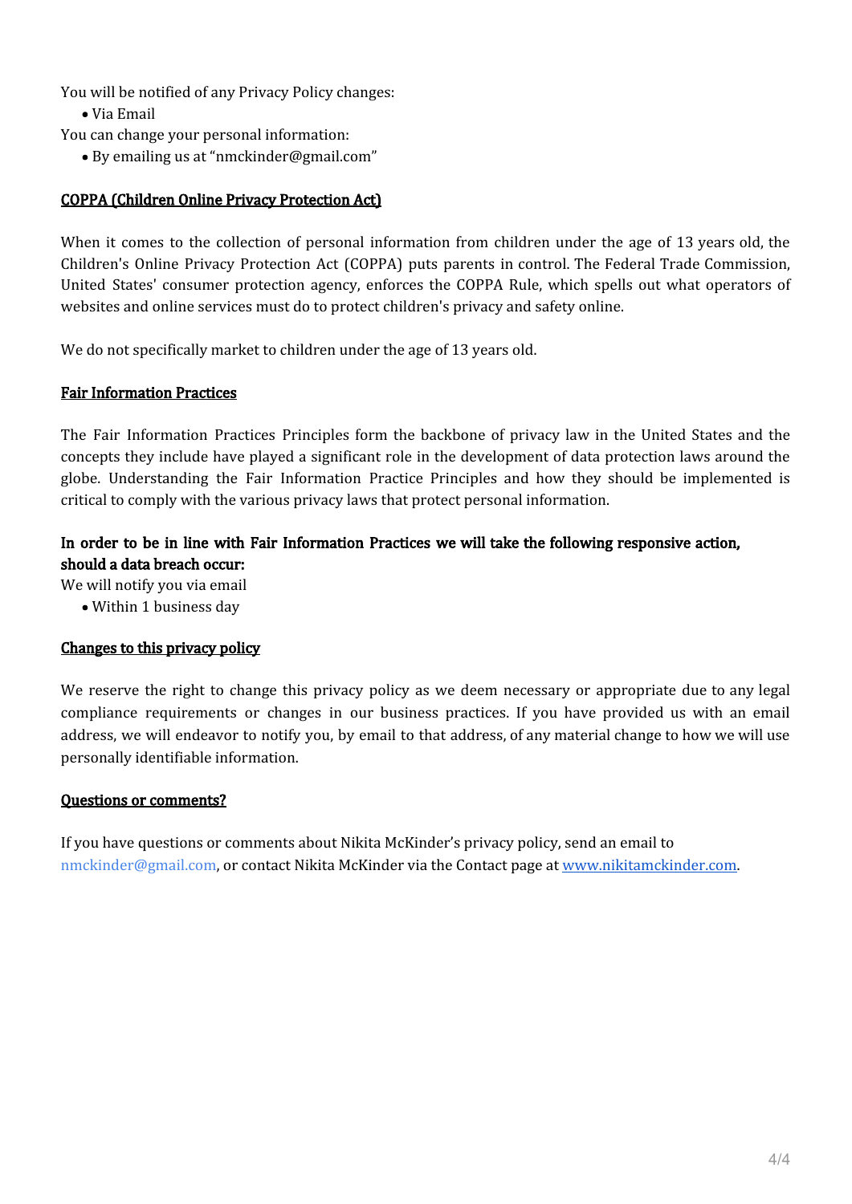You will be notified of any Privacy Policy changes:

- Via Email

You can change your personal information:

- By emailing us at "nmckinder@gmail.com"

## COPPA (Children Online Privacy Protection Act)

When it comes to the collection of personal information from children under the age of 13 years old, the Children's Online Privacy Protection Act (COPPA) puts parents in control. The Federal Trade Commission, United States' consumer protection agency, enforces the COPPA Rule, which spells out what operators of websites and online services must do to protect children's privacy and safety online.

We do not specifically market to children under the age of 13 years old.

## Fair Information Practices

The Fair Information Practices Principles form the backbone of privacy law in the United States and the concepts they include have played a significant role in the development of data protection laws around the globe. Understanding the Fair Information Practice Principles and how they should be implemented is critical to comply with the various privacy laws that protect personal information.

**In order to be in line with Fair Information Practices we will take the following responsive action, should a data breach occur:**

We will notify you via email

- Within 1 business day

## Changes to this privacy policy

We reserve the right to change this privacy policy as we deem necessary or appropriate due to any legal compliance requirements or changes in our business practices. If you have provided us with an email address, we will endeavor to notify you, by email to that address, of any material change to how we will use personally identifiable information.

## Questions or comments?

If you have questions or comments about Nikita McKinder's privacy policy, send an email to nmckinder@gmail.com, or contact Nikita McKinder via the Contact page at [www.nikitamckinder.com](http://www.nikitamckinder.com).